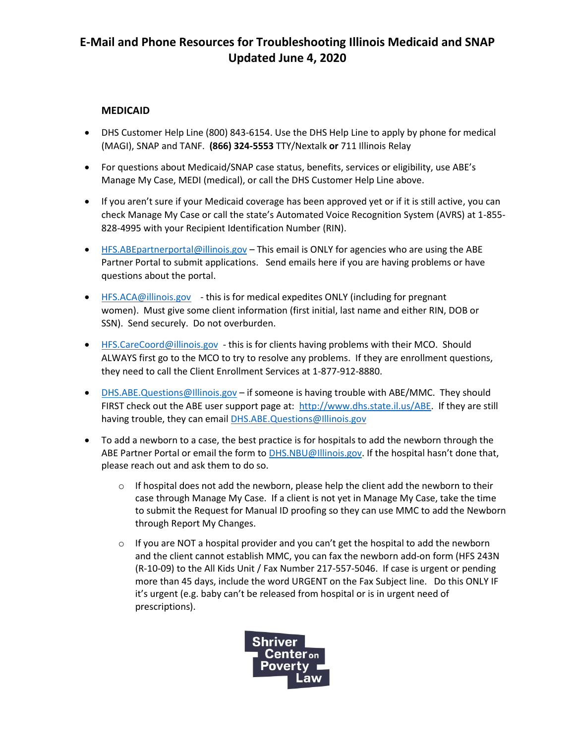# E-Mail and Phone Resources for Troubleshooting Illinois Medicaid and SNAP
# Updated June 4, 2020

## MEDICAID

- DHS Customer Help Line (800) 843-6154. Use the DHS Help Line to apply by phone for medical (MAGI), SNAP and TANF. **(866) 324-5553** TTY/Nextalk **or** 711 Illinois Relay
- For questions about Medicaid/SNAP case status, benefits, services or eligibility, use ABE's Manage My Case, MEDI (medical), or call the DHS Customer Help Line above.
- If you aren't sure if your Medicaid coverage has been approved yet or if it is still active, you can check Manage My Case or call the state's Automated Voice Recognition System (AVRS) at 1-855-828-4995 with your Recipient Identification Number (RIN).
- HFS.ABEpartnerportal@illinois.gov – This email is ONLY for agencies who are using the ABE Partner Portal to submit applications. Send emails here if you are having problems or have questions about the portal.
- HFS.ACA@illinois.gov - this is for medical expedites ONLY (including for pregnant women). Must give some client information (first initial, last name and either RIN, DOB or SSN). Send securely. Do not overburden.
- HFS.CareCoord@illinois.gov - this is for clients having problems with their MCO. Should ALWAYS first go to the MCO to try to resolve any problems. If they are enrollment questions, they need to call the Client Enrollment Services at 1-877-912-8880.
- DHS.ABE.Questions@Illinois.gov – if someone is having trouble with ABE/MMC. They should FIRST check out the ABE user support page at: http://www.dhs.state.il.us/ABE. If they are still having trouble, they can email DHS.ABE.Questions@Illinois.gov
- To add a newborn to a case, the best practice is for hospitals to add the newborn through the ABE Partner Portal or email the form to DHS.NBU@Illinois.gov. If the hospital hasn't done that, please reach out and ask them to do so.
  - If hospital does not add the newborn, please help the client add the newborn to their case through Manage My Case. If a client is not yet in Manage My Case, take the time to submit the Request for Manual ID proofing so they can use MMC to add the Newborn through Report My Changes.
  - If you are NOT a hospital provider and you can't get the hospital to add the newborn and the client cannot establish MMC, you can fax the newborn add-on form (HFS 243N (R-10-09) to the All Kids Unit / Fax Number 217-557-5046. If case is urgent or pending more than 45 days, include the word URGENT on the Fax Subject line. Do this ONLY IF it's urgent (e.g. baby can't be released from hospital or is in urgent need of prescriptions).

Shriver Center on Poverty Law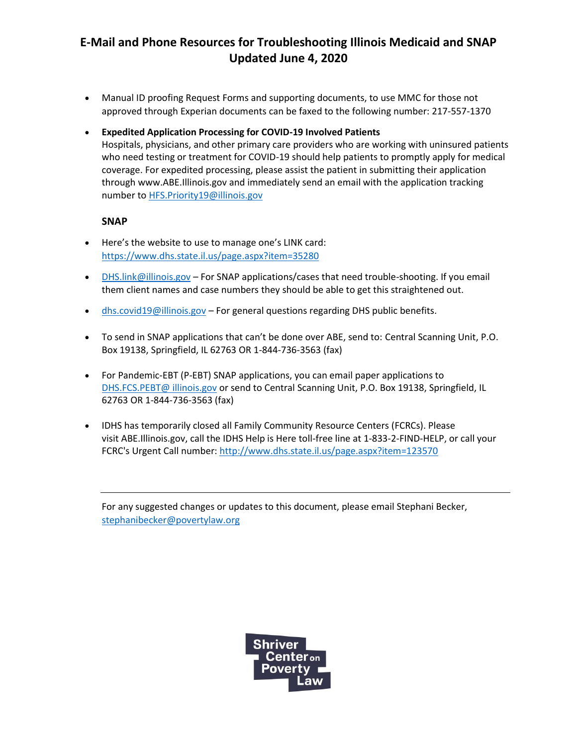## E-Mail and Phone Resources for Troubleshooting Illinois Medicaid and SNAP
## Updated June 4, 2020

- Manual ID proofing Request Forms and supporting documents, to use MMC for those not approved through Experian documents can be faxed to the following number: 217-557-1370

- **Expedited Application Processing for COVID-19 Involved Patients**
  Hospitals, physicians, and other primary care providers who are working with uninsured patients who need testing or treatment for COVID-19 should help patients to promptly apply for medical coverage. For expedited processing, please assist the patient in submitting their application through www.ABE.Illinois.gov and immediately send an email with the application tracking number to HFS.Priority19@illinois.gov

**SNAP**

- Here's the website to use to manage one's LINK card: https://www.dhs.state.il.us/page.aspx?item=35280

- DHS.link@illinois.gov – For SNAP applications/cases that need trouble-shooting. If you email them client names and case numbers they should be able to get this straightened out.

- dhs.covid19@illinois.gov – For general questions regarding DHS public benefits.

- To send in SNAP applications that can't be done over ABE, send to: Central Scanning Unit, P.O. Box 19138, Springfield, IL 62763 OR 1-844-736-3563 (fax)

- For Pandemic-EBT (P-EBT) SNAP applications, you can email paper applications to DHS.FCS.PEBT@ illinois.gov or send to Central Scanning Unit, P.O. Box 19138, Springfield, IL 62763 OR 1-844-736-3563 (fax)

- IDHS has temporarily closed all Family Community Resource Centers (FCRCs). Please visit ABE.Illinois.gov, call the IDHS Help is Here toll-free line at 1-833-2-FIND-HELP, or call your FCRC's Urgent Call number: http://www.dhs.state.il.us/page.aspx?item=123570

---

For any suggested changes or updates to this document, please email Stephani Becker, stephanibecker@povertylaw.org

Shriver Center on Poverty Law